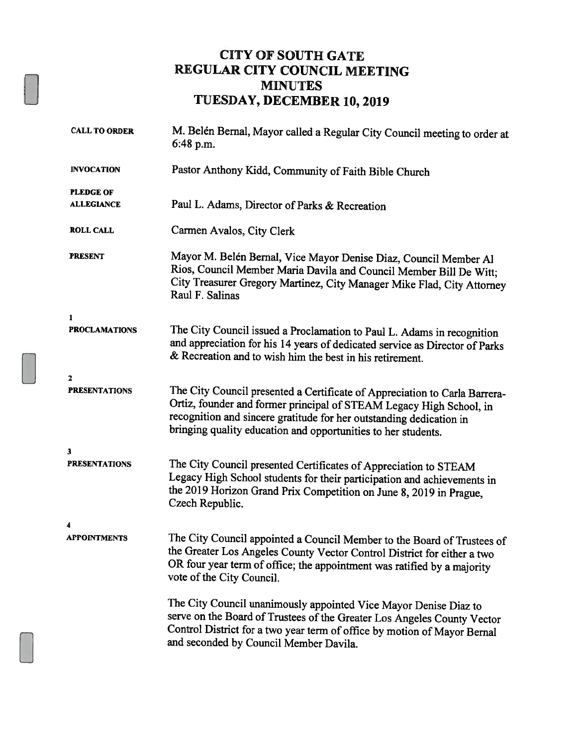# CITY OF SOUTH GATE
# REGULAR CITY COUNCIL MEETING
# MINUTES
# TUESDAY, DECEMBER 10, 2019

**CALL TO ORDER**

M. Belén Bernal, Mayor called a Regular City Council meeting to order at 6:48 p.m.

**INVOCATION**

Pastor Anthony Kidd, Community of Faith Bible Church

**PLEDGE OF ALLEGIANCE**

Paul L. Adams, Director of Parks & Recreation

**ROLL CALL**

Carmen Avalos, City Clerk

**PRESENT**

Mayor M. Belén Bernal, Vice Mayor Denise Diaz, Council Member Al Rios, Council Member Maria Davila and Council Member Bill De Witt; City Treasurer Gregory Martinez, City Manager Mike Flad, City Attorney Raul F. Salinas

**1**
**PROCLAMATIONS**

The City Council issued a Proclamation to Paul L. Adams in recognition and appreciation for his 14 years of dedicated service as Director of Parks & Recreation and to wish him the best in his retirement.

**2**
**PRESENTATIONS**

The City Council presented a Certificate of Appreciation to Carla Barrera-Ortiz, founder and former principal of STEAM Legacy High School, in recognition and sincere gratitude for her outstanding dedication in bringing quality education and opportunities to her students.

**3**
**PRESENTATIONS**

The City Council presented Certificates of Appreciation to STEAM Legacy High School students for their participation and achievements in the 2019 Horizon Grand Prix Competition on June 8, 2019 in Prague, Czech Republic.

**4**
**APPOINTMENTS**

The City Council appointed a Council Member to the Board of Trustees of the Greater Los Angeles County Vector Control District for either a two OR four year term of office; the appointment was ratified by a majority vote of the City Council.

The City Council unanimously appointed Vice Mayor Denise Diaz to serve on the Board of Trustees of the Greater Los Angeles County Vector Control District for a two year term of office by motion of Mayor Bernal and seconded by Council Member Davila.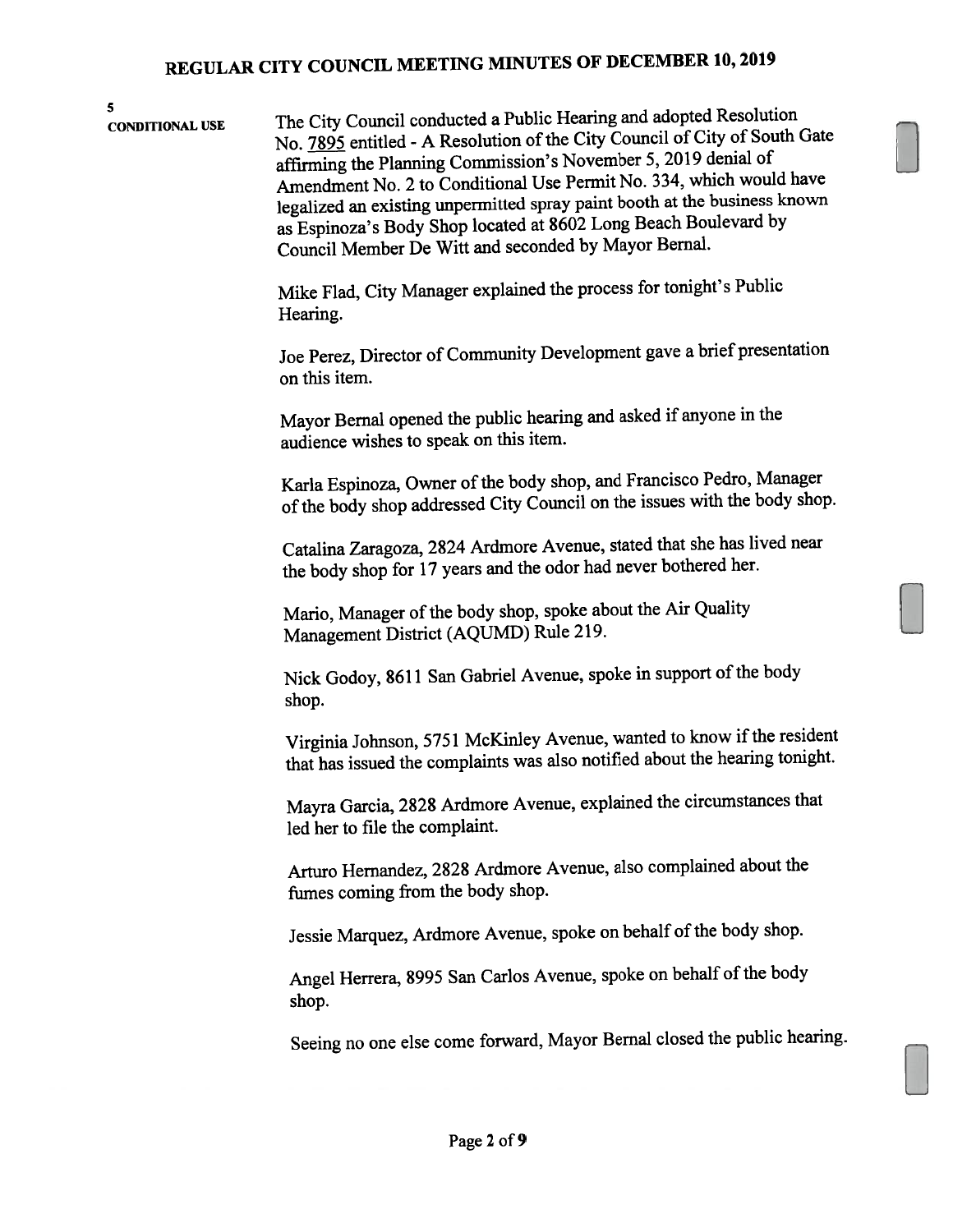**5**
**CONDITIONAL USE**

The City Council conducted a Public Hearing and adopted Resolution No. 7895 entitled - A Resolution of the City Council of City of South Gate affirming the Planning Commission's November 5, 2019 denial of Amendment No. 2 to Conditional Use Permit No. 334, which would have legalized an existing unpermitted spray paint booth at the business known as Espinoza's Body Shop located at 8602 Long Beach Boulevard by Council Member De Witt and seconded by Mayor Bernal.

Mike Flad, City Manager explained the process for tonight's Public Hearing.

Joe Perez, Director of Community Development gave a brief presentation on this item.

Mayor Bernal opened the public hearing and asked if anyone in the audience wishes to speak on this item.

Karla Espinoza, Owner of the body shop, and Francisco Pedro, Manager of the body shop addressed City Council on the issues with the body shop.

Catalina Zaragoza, 2824 Ardmore Avenue, stated that she has lived near the body shop for 17 years and the odor had never bothered her.

Mario, Manager of the body shop, spoke about the Air Quality Management District (AQUMD) Rule 219.

Nick Godoy, 8611 San Gabriel Avenue, spoke in support of the body shop.

Virginia Johnson, 5751 McKinley Avenue, wanted to know if the resident that has issued the complaints was also notified about the hearing tonight.

Mayra Garcia, 2828 Ardmore Avenue, explained the circumstances that led her to file the complaint.

Arturo Hernandez, 2828 Ardmore Avenue, also complained about the fumes coming from the body shop.

Jessie Marquez, Ardmore Avenue, spoke on behalf of the body shop.

Angel Herrera, 8995 San Carlos Avenue, spoke on behalf of the body shop.

Seeing no one else come forward, Mayor Bernal closed the public hearing.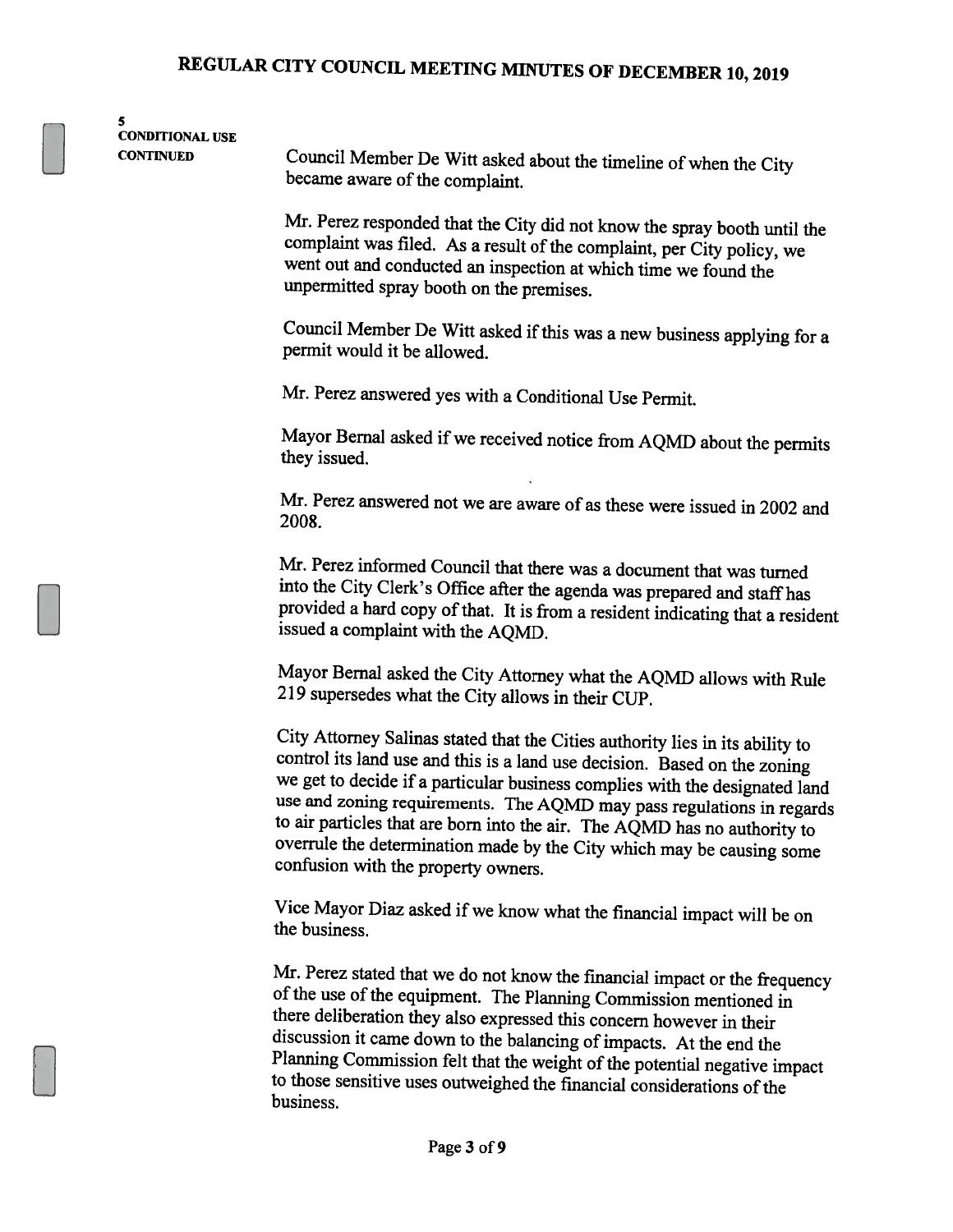**5**
**CONDITIONAL USE**
**CONTINUED**

Council Member De Witt asked about the timeline of when the City became aware of the complaint.

Mr. Perez responded that the City did not know the spray booth until the complaint was filed. As a result of the complaint, per City policy, we went out and conducted an inspection at which time we found the unpermitted spray booth on the premises.

Council Member De Witt asked if this was a new business applying for a permit would it be allowed.

Mr. Perez answered yes with a Conditional Use Permit.

Mayor Bernal asked if we received notice from AQMD about the permits they issued.

Mr. Perez answered not we are aware of as these were issued in 2002 and 2008.

Mr. Perez informed Council that there was a document that was turned into the City Clerk's Office after the agenda was prepared and staff has provided a hard copy of that. It is from a resident indicating that a resident issued a complaint with the AQMD.

Mayor Bernal asked the City Attorney what the AQMD allows with Rule 219 supersedes what the City allows in their CUP.

City Attorney Salinas stated that the Cities authority lies in its ability to control its land use and this is a land use decision. Based on the zoning we get to decide if a particular business complies with the designated land use and zoning requirements. The AQMD may pass regulations in regards to air particles that are born into the air. The AQMD has no authority to overrule the determination made by the City which may be causing some confusion with the property owners.

Vice Mayor Diaz asked if we know what the financial impact will be on the business.

Mr. Perez stated that we do not know the financial impact or the frequency of the use of the equipment. The Planning Commission mentioned in there deliberation they also expressed this concern however in their discussion it came down to the balancing of impacts. At the end the Planning Commission felt that the weight of the potential negative impact to those sensitive uses outweighed the financial considerations of the business.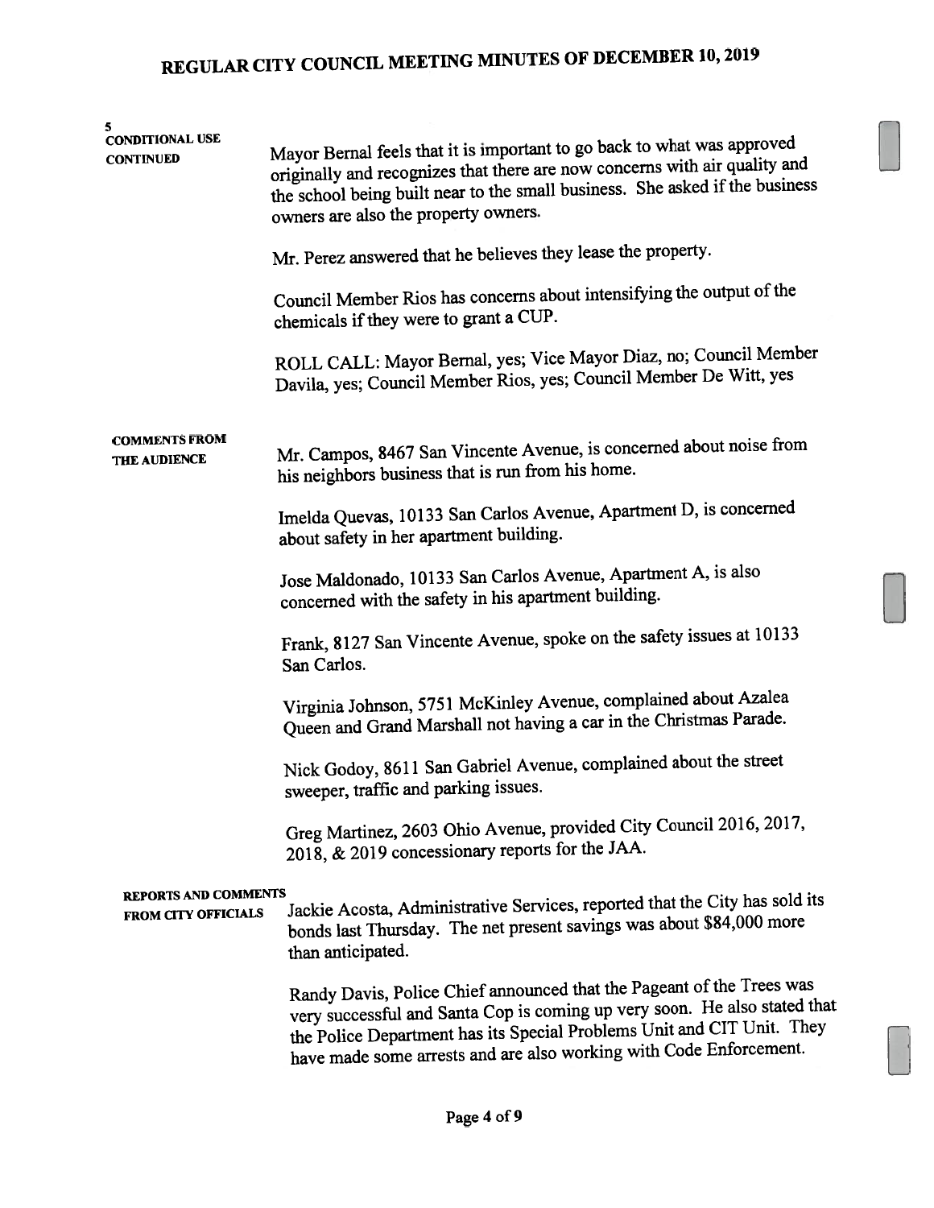**5**
**CONDITIONAL USE CONTINUED**

Mayor Bernal feels that it is important to go back to what was approved originally and recognizes that there are now concerns with air quality and the school being built near to the small business. She asked if the business owners are also the property owners.

Mr. Perez answered that he believes they lease the property.

Council Member Rios has concerns about intensifying the output of the chemicals if they were to grant a CUP.

ROLL CALL: Mayor Bernal, yes; Vice Mayor Diaz, no; Council Member Davila, yes; Council Member Rios, yes; Council Member De Witt, yes

**COMMENTS FROM THE AUDIENCE**

Mr. Campos, 8467 San Vincente Avenue, is concerned about noise from his neighbors business that is run from his home.

Imelda Quevas, 10133 San Carlos Avenue, Apartment D, is concerned about safety in her apartment building.

Jose Maldonado, 10133 San Carlos Avenue, Apartment A, is also concerned with the safety in his apartment building.

Frank, 8127 San Vincente Avenue, spoke on the safety issues at 10133 San Carlos.

Virginia Johnson, 5751 McKinley Avenue, complained about Azalea Queen and Grand Marshall not having a car in the Christmas Parade.

Nick Godoy, 8611 San Gabriel Avenue, complained about the street sweeper, traffic and parking issues.

Greg Martinez, 2603 Ohio Avenue, provided City Council 2016, 2017, 2018, & 2019 concessionary reports for the JAA.

**REPORTS AND COMMENTS FROM CITY OFFICIALS**

Jackie Acosta, Administrative Services, reported that the City has sold its bonds last Thursday. The net present savings was about $84,000 more than anticipated.

Randy Davis, Police Chief announced that the Pageant of the Trees was very successful and Santa Cop is coming up very soon. He also stated that the Police Department has its Special Problems Unit and CIT Unit. They have made some arrests and are also working with Code Enforcement.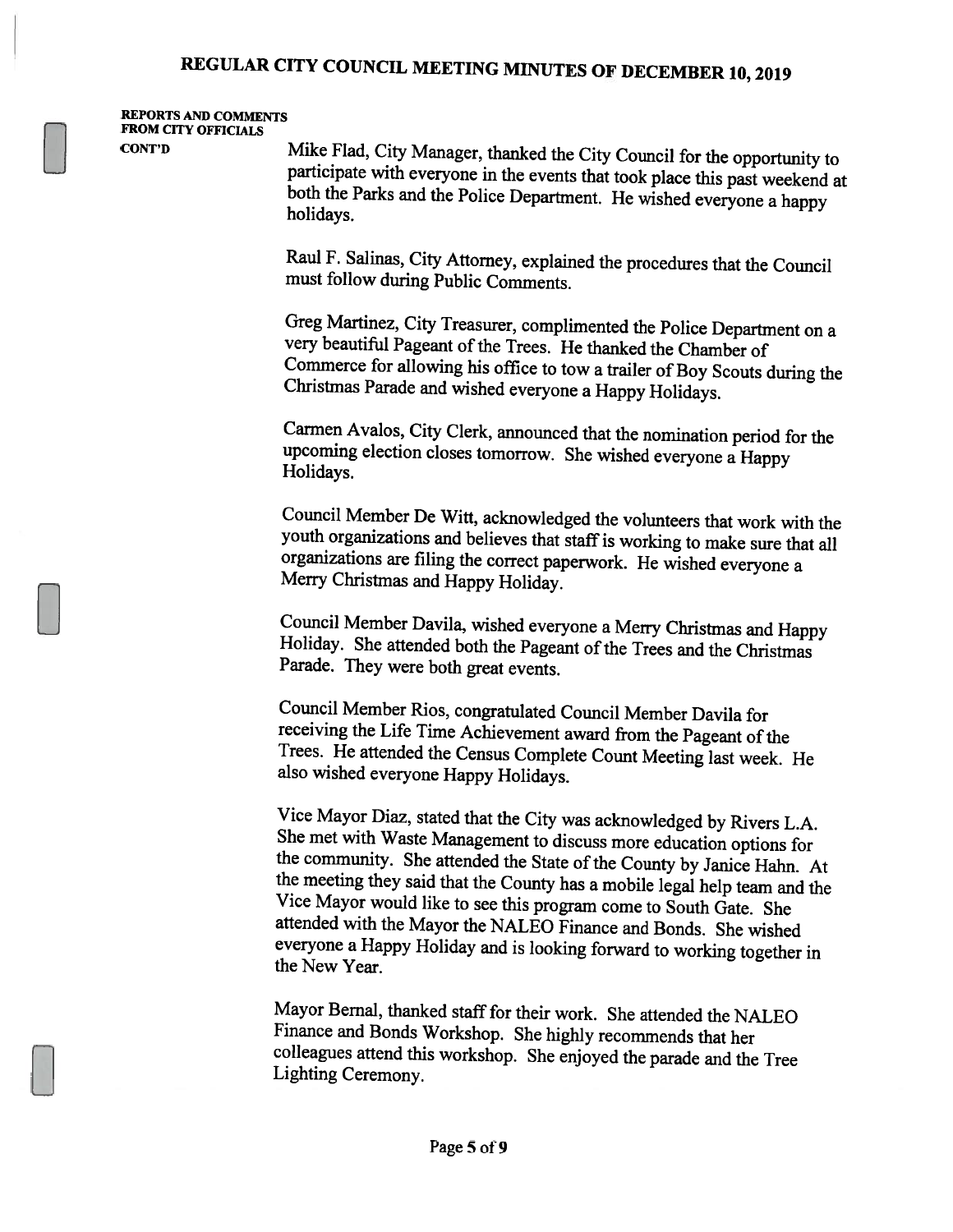**REPORTS AND COMMENTS FROM CITY OFFICIALS CONT'D**

Mike Flad, City Manager, thanked the City Council for the opportunity to participate with everyone in the events that took place this past weekend at both the Parks and the Police Department. He wished everyone a happy holidays.

Raul F. Salinas, City Attorney, explained the procedures that the Council must follow during Public Comments.

Greg Martinez, City Treasurer, complimented the Police Department on a very beautiful Pageant of the Trees. He thanked the Chamber of Commerce for allowing his office to tow a trailer of Boy Scouts during the Christmas Parade and wished everyone a Happy Holidays.

Carmen Avalos, City Clerk, announced that the nomination period for the upcoming election closes tomorrow. She wished everyone a Happy Holidays.

Council Member De Witt, acknowledged the volunteers that work with the youth organizations and believes that staff is working to make sure that all organizations are filing the correct paperwork. He wished everyone a Merry Christmas and Happy Holiday.

Council Member Davila, wished everyone a Merry Christmas and Happy Holiday. She attended both the Pageant of the Trees and the Christmas Parade. They were both great events.

Council Member Rios, congratulated Council Member Davila for receiving the Life Time Achievement award from the Pageant of the Trees. He attended the Census Complete Count Meeting last week. He also wished everyone Happy Holidays.

Vice Mayor Diaz, stated that the City was acknowledged by Rivers L.A. She met with Waste Management to discuss more education options for the community. She attended the State of the County by Janice Hahn. At the meeting they said that the County has a mobile legal help team and the Vice Mayor would like to see this program come to South Gate. She attended with the Mayor the NALEO Finance and Bonds. She wished everyone a Happy Holiday and is looking forward to working together in the New Year.

Mayor Bernal, thanked staff for their work. She attended the NALEO Finance and Bonds Workshop. She highly recommends that her colleagues attend this workshop. She enjoyed the parade and the Tree Lighting Ceremony.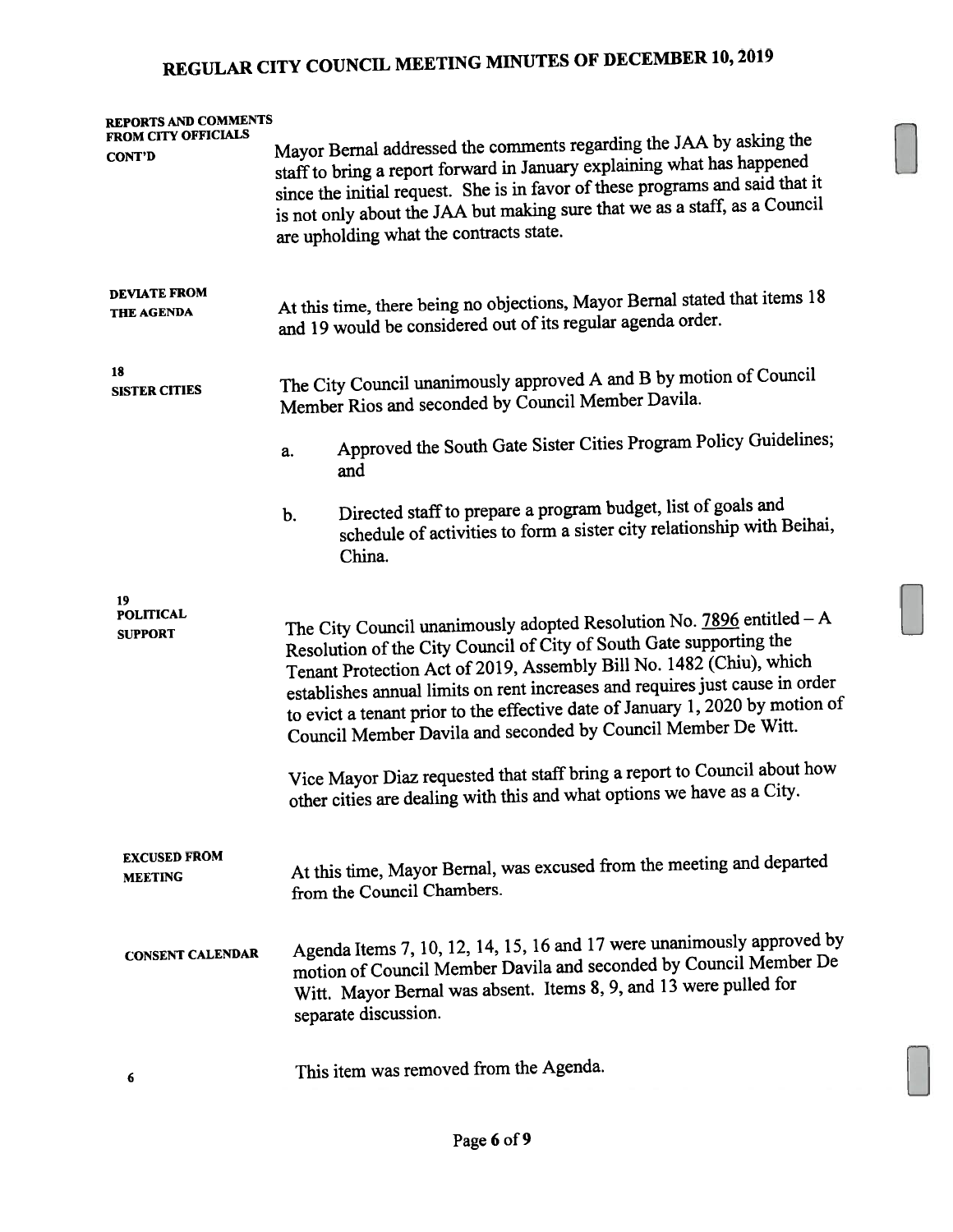# REGULAR CITY COUNCIL MEETING MINUTES OF DECEMBER 10, 2019

**REPORTS AND COMMENTS FROM CITY OFFICIALS CONT'D**

Mayor Bernal addressed the comments regarding the JAA by asking the staff to bring a report forward in January explaining what has happened since the initial request. She is in favor of these programs and said that it is not only about the JAA but making sure that we as a staff, as a Council are upholding what the contracts state.

**DEVIATE FROM THE AGENDA**

At this time, there being no objections, Mayor Bernal stated that items 18 and 19 would be considered out of its regular agenda order.

**18 SISTER CITIES**

The City Council unanimously approved A and B by motion of Council Member Rios and seconded by Council Member Davila.

a. Approved the South Gate Sister Cities Program Policy Guidelines; and

b. Directed staff to prepare a program budget, list of goals and schedule of activities to form a sister city relationship with Beihai, China.

**19 POLITICAL SUPPORT**

The City Council unanimously adopted Resolution No. 7896 entitled – A Resolution of the City Council of City of South Gate supporting the Tenant Protection Act of 2019, Assembly Bill No. 1482 (Chiu), which establishes annual limits on rent increases and requires just cause in order to evict a tenant prior to the effective date of January 1, 2020 by motion of Council Member Davila and seconded by Council Member De Witt.

Vice Mayor Diaz requested that staff bring a report to Council about how other cities are dealing with this and what options we have as a City.

**EXCUSED FROM MEETING**

At this time, Mayor Bernal, was excused from the meeting and departed from the Council Chambers.

**CONSENT CALENDAR**

Agenda Items 7, 10, 12, 14, 15, 16 and 17 were unanimously approved by motion of Council Member Davila and seconded by Council Member De Witt. Mayor Bernal was absent. Items 8, 9, and 13 were pulled for separate discussion.

**6**

This item was removed from the Agenda.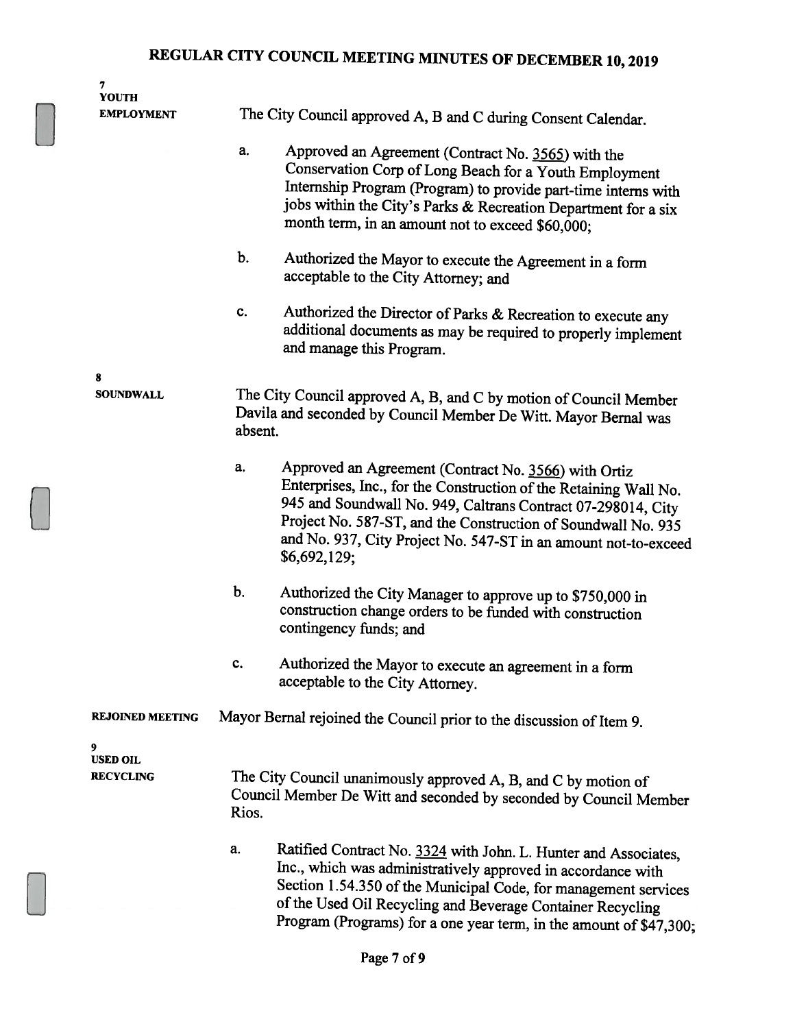# REGULAR CITY COUNCIL MEETING MINUTES OF DECEMBER 10, 2019

**7**
**YOUTH EMPLOYMENT**

The City Council approved A, B and C during Consent Calendar.

a. Approved an Agreement (Contract No. 3565) with the Conservation Corp of Long Beach for a Youth Employment Internship Program (Program) to provide part-time interns with jobs within the City's Parks & Recreation Department for a six month term, in an amount not to exceed $60,000;

b. Authorized the Mayor to execute the Agreement in a form acceptable to the City Attorney; and

c. Authorized the Director of Parks & Recreation to execute any additional documents as may be required to properly implement and manage this Program.

**8**
**SOUNDWALL**

The City Council approved A, B, and C by motion of Council Member Davila and seconded by Council Member De Witt. Mayor Bernal was absent.

a. Approved an Agreement (Contract No. 3566) with Ortiz Enterprises, Inc., for the Construction of the Retaining Wall No. 945 and Soundwall No. 949, Caltrans Contract 07-298014, City Project No. 587-ST, and the Construction of Soundwall No. 935 and No. 937, City Project No. 547-ST in an amount not-to-exceed $6,692,129;

b. Authorized the City Manager to approve up to $750,000 in construction change orders to be funded with construction contingency funds; and

c. Authorized the Mayor to execute an agreement in a form acceptable to the City Attorney.

**REJOINED MEETING**

Mayor Bernal rejoined the Council prior to the discussion of Item 9.

**9**
**USED OIL RECYCLING**

The City Council unanimously approved A, B, and C by motion of Council Member De Witt and seconded by seconded by Council Member Rios.

a. Ratified Contract No. 3324 with John. L. Hunter and Associates, Inc., which was administratively approved in accordance with Section 1.54.350 of the Municipal Code, for management services of the Used Oil Recycling and Beverage Container Recycling Program (Programs) for a one year term, in the amount of $47,300;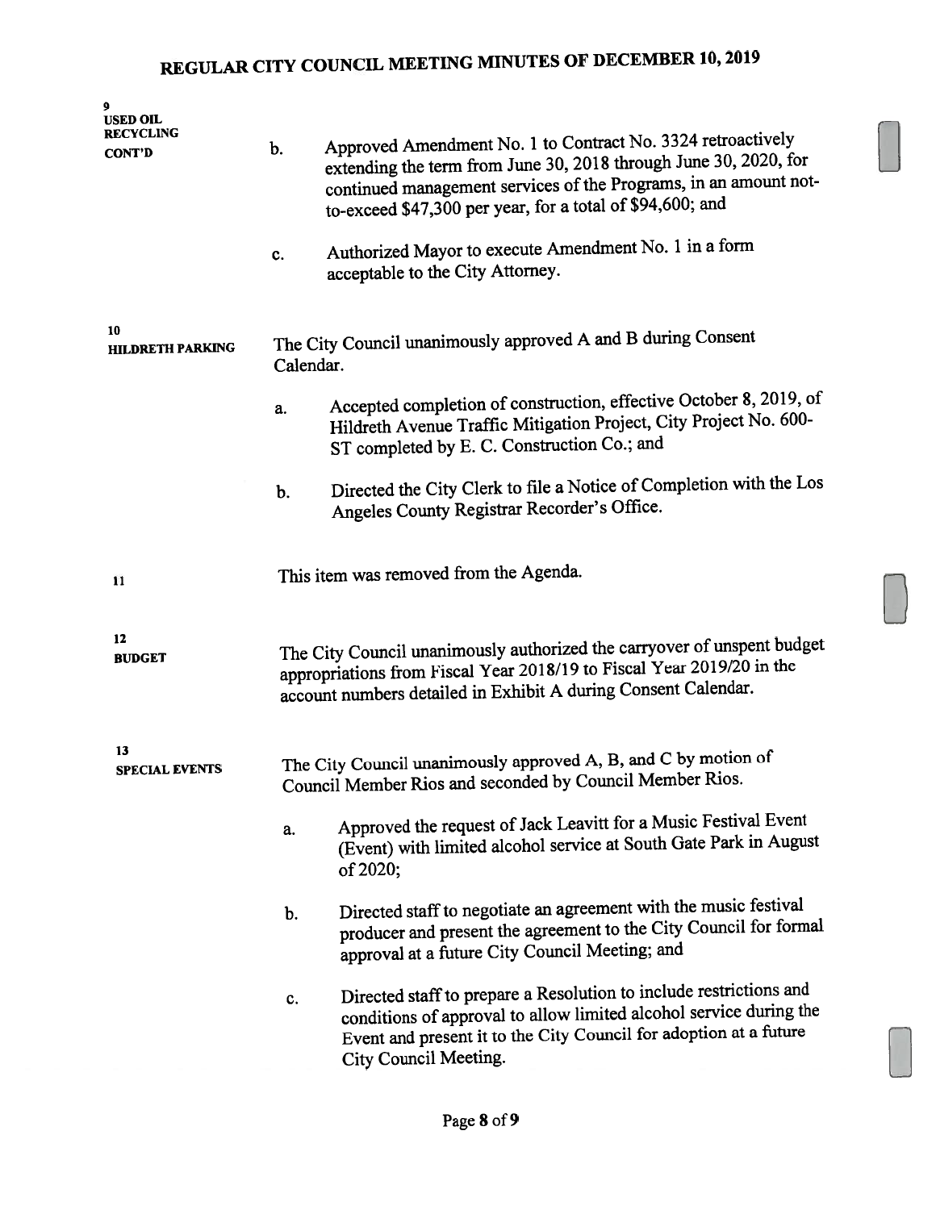# REGULAR CITY COUNCIL MEETING MINUTES OF DECEMBER 10, 2019

**9**
**USED OIL RECYCLING CONT'D**

b. Approved Amendment No. 1 to Contract No. 3324 retroactively extending the term from June 30, 2018 through June 30, 2020, for continued management services of the Programs, in an amount not-to-exceed $47,300 per year, for a total of $94,600; and

c. Authorized Mayor to execute Amendment No. 1 in a form acceptable to the City Attorney.

**10**
**HILDRETH PARKING**

The City Council unanimously approved A and B during Consent Calendar.

a. Accepted completion of construction, effective October 8, 2019, of Hildreth Avenue Traffic Mitigation Project, City Project No. 600-ST completed by E. C. Construction Co.; and

b. Directed the City Clerk to file a Notice of Completion with the Los Angeles County Registrar Recorder's Office.

**11**

This item was removed from the Agenda.

**12**
**BUDGET**

The City Council unanimously authorized the carryover of unspent budget appropriations from Fiscal Year 2018/19 to Fiscal Year 2019/20 in the account numbers detailed in Exhibit A during Consent Calendar.

**13**
**SPECIAL EVENTS**

The City Council unanimously approved A, B, and C by motion of Council Member Rios and seconded by Council Member Rios.

a. Approved the request of Jack Leavitt for a Music Festival Event (Event) with limited alcohol service at South Gate Park in August of 2020;

b. Directed staff to negotiate an agreement with the music festival producer and present the agreement to the City Council for formal approval at a future City Council Meeting; and

c. Directed staff to prepare a Resolution to include restrictions and conditions of approval to allow limited alcohol service during the Event and present it to the City Council for adoption at a future City Council Meeting.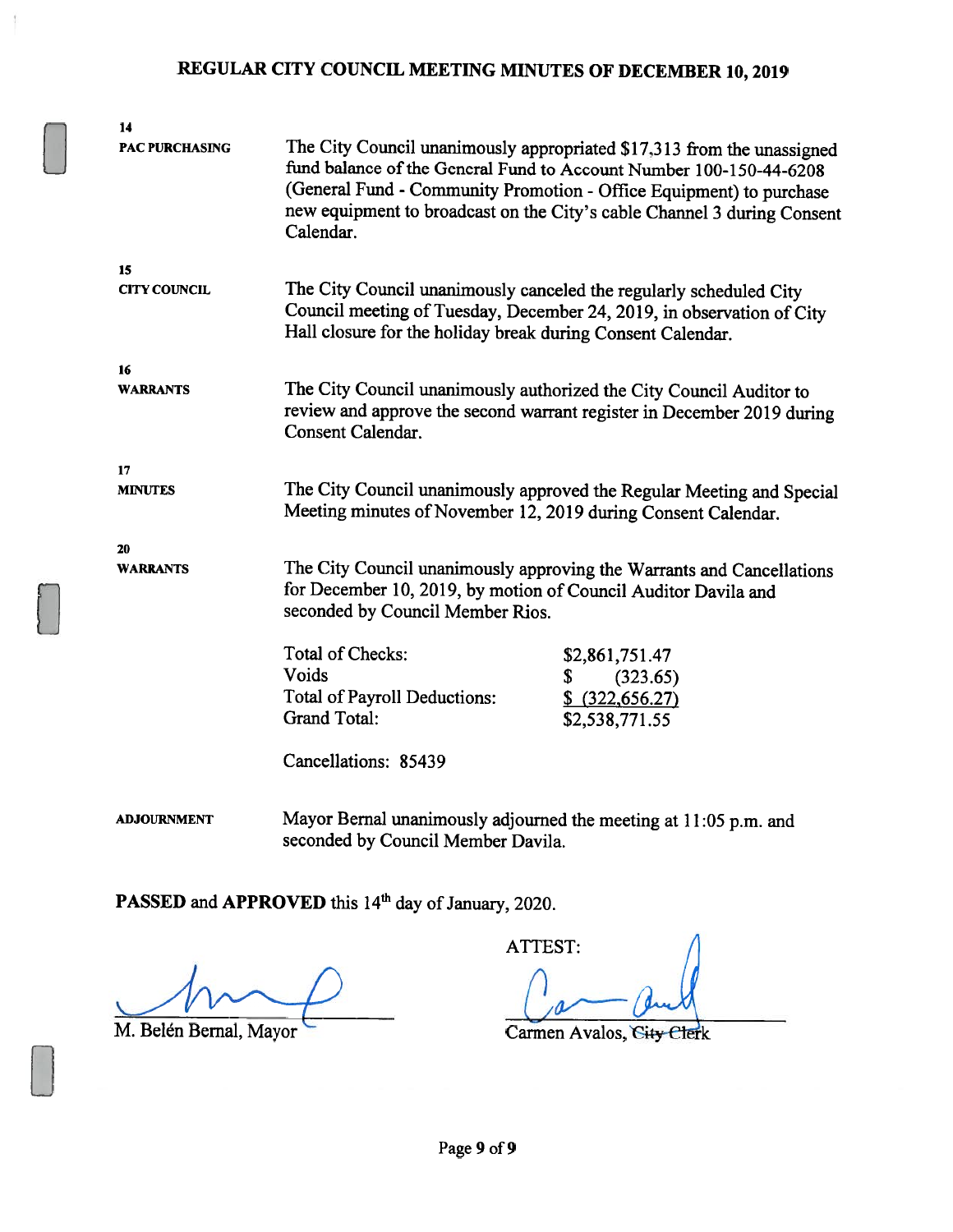# REGULAR CITY COUNCIL MEETING MINUTES OF DECEMBER 10, 2019

**14**
**PAC PURCHASING**

The City Council unanimously appropriated $17,313 from the unassigned fund balance of the General Fund to Account Number 100-150-44-6208 (General Fund - Community Promotion - Office Equipment) to purchase new equipment to broadcast on the City's cable Channel 3 during Consent Calendar.

**15**
**CITY COUNCIL**

The City Council unanimously canceled the regularly scheduled City Council meeting of Tuesday, December 24, 2019, in observation of City Hall closure for the holiday break during Consent Calendar.

**16**
**WARRANTS**

The City Council unanimously authorized the City Council Auditor to review and approve the second warrant register in December 2019 during Consent Calendar.

**17**
**MINUTES**

The City Council unanimously approved the Regular Meeting and Special Meeting minutes of November 12, 2019 during Consent Calendar.

**20**
**WARRANTS**

The City Council unanimously approving the Warrants and Cancellations for December 10, 2019, by motion of Council Auditor Davila and seconded by Council Member Rios.

| | |
|---|---|
| Total of Checks: | $2,861,751.47 |
| Voids | $ (323.65) |
| Total of Payroll Deductions: | $ (322,656.27) |
| Grand Total: | $2,538,771.55 |

Cancellations: 85439

**ADJOURNMENT**

Mayor Bernal unanimously adjourned the meeting at 11:05 p.m. and seconded by Council Member Davila.

**PASSED** and **APPROVED** this 14th day of January, 2020.

M. Belén Bernal, Mayor

ATTEST:

Carmen Avalos, ~~City Clerk~~